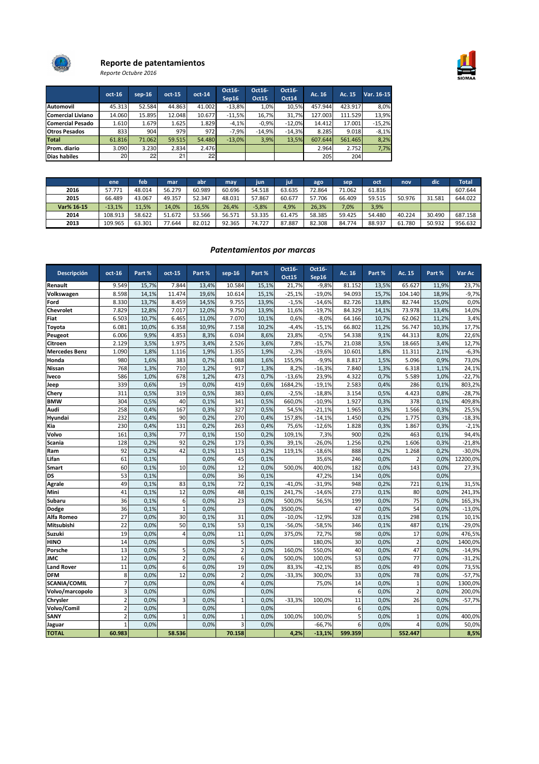# Reporte de patentamientos

*Reporte Octubre 2016*

| | oct-16 | sep-16 | oct-15 | oct-14 | Oct16-Sep16 | Oct16-Oct15 | Oct16-Oct14 | Ac. 16 | Ac. 15 | Var. 16-15 |
|---|---|---|---|---|---|---|---|---|---|---|
| **Automovil** | 45.313 | 52.584 | 44.863 | 41.002 | -13,8% | 1,0% | 10,5% | 457.944 | 423.917 | 8,0% |
| **Comercial Liviano** | 14.060 | 15.895 | 12.048 | 10.677 | -11,5% | 16,7% | 31,7% | 127.003 | 111.529 | 13,9% |
| **Comercial Pesado** | 1.610 | 1.679 | 1.625 | 1.829 | -4,1% | -0,9% | -12,0% | 14.412 | 17.001 | -15,2% |
| **Otros Pesados** | 833 | 904 | 979 | 972 | -7,9% | -14,9% | -14,3% | 8.285 | 9.018 | -8,1% |
| **Total** | 61.816 | 71.062 | 59.515 | 54.480 | -13,0% | 3,9% | 13,5% | 607.644 | 561.465 | 8,2% |
| **Prom. diario** | 3.090 | 3.230 | 2.834 | 2.476 | | | | 2.964 | 2.752 | 7,7% |
| **Dias habiles** | 20 | 22 | 21 | 22 | | | | 205 | 204 | |

| | ene | feb | mar | abr | may | jun | jul | ago | sep | oct | nov | dic | Total |
|---|---|---|---|---|---|---|---|---|---|---|---|---|---|
| **2016** | 57.771 | 48.014 | 56.279 | 60.989 | 60.696 | 54.518 | 63.635 | 72.864 | 71.062 | 61.816 | | | 607.644 |
| **2015** | 66.489 | 43.067 | 49.357 | 52.347 | 48.031 | 57.867 | 60.677 | 57.706 | 66.409 | 59.515 | 50.976 | 31.581 | 644.022 |
| **Var% 16-15** | -13,1% | 11,5% | 14,0% | 16,5% | 26,4% | -5,8% | 4,9% | 26,3% | 7,0% | 3,9% | | | |
| **2014** | 108.913 | 58.622 | 51.672 | 53.566 | 56.571 | 53.335 | 61.475 | 58.385 | 59.425 | 54.480 | 40.224 | 30.490 | 687.158 |
| **2013** | 109.965 | 63.301 | 77.644 | 82.012 | 92.365 | 74.727 | 87.887 | 82.308 | 84.774 | 88.937 | 61.780 | 50.932 | 956.632 |

## *Patentamientos por marcas*

| Descripción | oct-16 | Part % | oct-15 | Part % | sep-16 | Part % | Oct16-Oct15 | Oct16-Sep16 | Ac. 16 | Part % | Ac. 15 | Part % | Var Ac |
|---|---|---|---|---|---|---|---|---|---|---|---|---|---|
| **Renault** | 9.549 | 15,7% | 7.844 | 13,4% | 10.584 | 15,1% | 21,7% | -9,8% | 81.152 | 13,5% | 65.627 | 11,9% | 23,7% |
| **Volkswagen** | 8.598 | 14,1% | 11.474 | 19,6% | 10.614 | 15,1% | -25,1% | -19,0% | 94.093 | 15,7% | 104.140 | 18,9% | -9,7% |
| **Ford** | 8.330 | 13,7% | 8.459 | 14,5% | 9.755 | 13,9% | -1,5% | -14,6% | 82.726 | 13,8% | 82.744 | 15,0% | 0,0% |
| **Chevrolet** | 7.829 | 12,8% | 7.017 | 12,0% | 9.750 | 13,9% | 11,6% | -19,7% | 84.329 | 14,1% | 73.978 | 13,4% | 14,0% |
| **Fiat** | 6.503 | 10,7% | 6.465 | 11,0% | 7.070 | 10,1% | 0,6% | -8,0% | 64.166 | 10,7% | 62.062 | 11,2% | 3,4% |
| **Toyota** | 6.081 | 10,0% | 6.358 | 10,9% | 7.158 | 10,2% | -4,4% | -15,1% | 66.802 | 11,2% | 56.747 | 10,3% | 17,7% |
| **Peugeot** | 6.006 | 9,9% | 4.853 | 8,3% | 6.034 | 8,6% | 23,8% | -0,5% | 54.338 | 9,1% | 44.313 | 8,0% | 22,6% |
| **Citroen** | 2.129 | 3,5% | 1.975 | 3,4% | 2.526 | 3,6% | 7,8% | -15,7% | 21.038 | 3,5% | 18.665 | 3,4% | 12,7% |
| **Mercedes Benz** | 1.090 | 1,8% | 1.116 | 1,9% | 1.355 | 1,9% | -2,3% | -19,6% | 10.601 | 1,8% | 11.311 | 2,1% | -6,3% |
| **Honda** | 980 | 1,6% | 383 | 0,7% | 1.088 | 1,6% | 155,9% | -9,9% | 8.817 | 1,5% | 5.096 | 0,9% | 73,0% |
| **Nissan** | 768 | 1,3% | 710 | 1,2% | 917 | 1,3% | 8,2% | -16,3% | 7.840 | 1,3% | 6.318 | 1,1% | 24,1% |
| **Iveco** | 586 | 1,0% | 678 | 1,2% | 473 | 0,7% | -13,6% | 23,9% | 4.322 | 0,7% | 5.589 | 1,0% | -22,7% |
| **Jeep** | 339 | 0,6% | 19 | 0,0% | 419 | 0,6% | 1684,2% | -19,1% | 2.583 | 0,4% | 286 | 0,1% | 803,2% |
| **Chery** | 311 | 0,5% | 319 | 0,5% | 383 | 0,6% | -2,5% | -18,8% | 3.154 | 0,5% | 4.423 | 0,8% | -28,7% |
| **BMW** | 304 | 0,5% | 40 | 0,1% | 341 | 0,5% | 660,0% | -10,9% | 1.927 | 0,3% | 378 | 0,1% | 409,8% |
| **Audi** | 258 | 0,4% | 167 | 0,3% | 327 | 0,5% | 54,5% | -21,1% | 1.965 | 0,3% | 1.566 | 0,3% | 25,5% |
| **Hyundai** | 232 | 0,4% | 90 | 0,2% | 270 | 0,4% | 157,8% | -14,1% | 1.450 | 0,2% | 1.775 | 0,3% | -18,3% |
| **Kia** | 230 | 0,4% | 131 | 0,2% | 263 | 0,4% | 75,6% | -12,6% | 1.828 | 0,3% | 1.867 | 0,3% | -2,1% |
| **Volvo** | 161 | 0,3% | 77 | 0,1% | 150 | 0,2% | 109,1% | 7,3% | 900 | 0,2% | 463 | 0,1% | 94,4% |
| **Scania** | 128 | 0,2% | 92 | 0,2% | 173 | 0,3% | 39,1% | -26,0% | 1.256 | 0,2% | 1.606 | 0,3% | -21,8% |
| **Ram** | 92 | 0,2% | 42 | 0,1% | 113 | 0,2% | 119,1% | -18,6% | 888 | 0,2% | 1.268 | 0,2% | -30,0% |
| **Lifan** | 61 | 0,1% | | 0,0% | 45 | 0,1% | | 35,6% | 246 | 0,0% | 2 | 0,0% | 12200,0% |
| **Smart** | 60 | 0,1% | 10 | 0,0% | 12 | 0,0% | 500,0% | 400,0% | 182 | 0,0% | 143 | 0,0% | 27,3% |
| **DS** | 53 | 0,1% | | 0,0% | 36 | 0,1% | | 47,2% | 134 | 0,0% | | 0,0% | |
| **Agrale** | 49 | 0,1% | 83 | 0,1% | 72 | 0,1% | -41,0% | -31,9% | 948 | 0,2% | 721 | 0,1% | 31,5% |
| **Mini** | 41 | 0,1% | 12 | 0,0% | 48 | 0,1% | 241,7% | -14,6% | 273 | 0,1% | 80 | 0,0% | 241,3% |
| **Subaru** | 36 | 0,1% | 6 | 0,0% | 23 | 0,0% | 500,0% | 56,5% | 199 | 0,0% | 75 | 0,0% | 165,3% |
| **Dodge** | 36 | 0,1% | 1 | 0,0% | | 0,0% | 3500,0% | | 47 | 0,0% | 54 | 0,0% | -13,0% |
| **Alfa Romeo** | 27 | 0,0% | 30 | 0,1% | 31 | 0,0% | -10,0% | -12,9% | 328 | 0,1% | 298 | 0,1% | 10,1% |
| **Mitsubishi** | 22 | 0,0% | 50 | 0,1% | 53 | 0,1% | -56,0% | -58,5% | 346 | 0,1% | 487 | 0,1% | -29,0% |
| **Suzuki** | 19 | 0,0% | 4 | 0,0% | 11 | 0,0% | 375,0% | 72,7% | 98 | 0,0% | 17 | 0,0% | 476,5% |
| **HINO** | 14 | 0,0% | | 0,0% | 5 | 0,0% | | 180,0% | 30 | 0,0% | 2 | 0,0% | 1400,0% |
| **Porsche** | 13 | 0,0% | 5 | 0,0% | 2 | 0,0% | 160,0% | 550,0% | 40 | 0,0% | 47 | 0,0% | -14,9% |
| **JMC** | 12 | 0,0% | 2 | 0,0% | 6 | 0,0% | 500,0% | 100,0% | 53 | 0,0% | 77 | 0,0% | -31,2% |
| **Land Rover** | 11 | 0,0% | 6 | 0,0% | 19 | 0,0% | 83,3% | -42,1% | 85 | 0,0% | 49 | 0,0% | 73,5% |
| **DFM** | 8 | 0,0% | 12 | 0,0% | 2 | 0,0% | -33,3% | 300,0% | 33 | 0,0% | 78 | 0,0% | -57,7% |
| **SCANIA/COMIL** | 7 | 0,0% | | 0,0% | 4 | 0,0% | | 75,0% | 14 | 0,0% | 1 | 0,0% | 1300,0% |
| **Volvo/marcopolo** | 3 | 0,0% | | 0,0% | | 0,0% | | | 6 | 0,0% | 2 | 0,0% | 200,0% |
| **Chrysler** | 2 | 0,0% | 3 | 0,0% | 1 | 0,0% | -33,3% | 100,0% | 11 | 0,0% | 26 | 0,0% | -57,7% |
| **Volvo/Comil** | 2 | 0,0% | | 0,0% | | 0,0% | | | 6 | 0,0% | | 0,0% | |
| **SANY** | 2 | 0,0% | 1 | 0,0% | 1 | 0,0% | 100,0% | 100,0% | 5 | 0,0% | 1 | 0,0% | 400,0% |
| **Jaguar** | 1 | 0,0% | | 0,0% | 3 | 0,0% | | -66,7% | 6 | 0,0% | 4 | 0,0% | 50,0% |
| **TOTAL** | **60.983** | | **58.536** | | **70.158** | | **4,2%** | **-13,1%** | **599.359** | | **552.447** | | **8,5%** |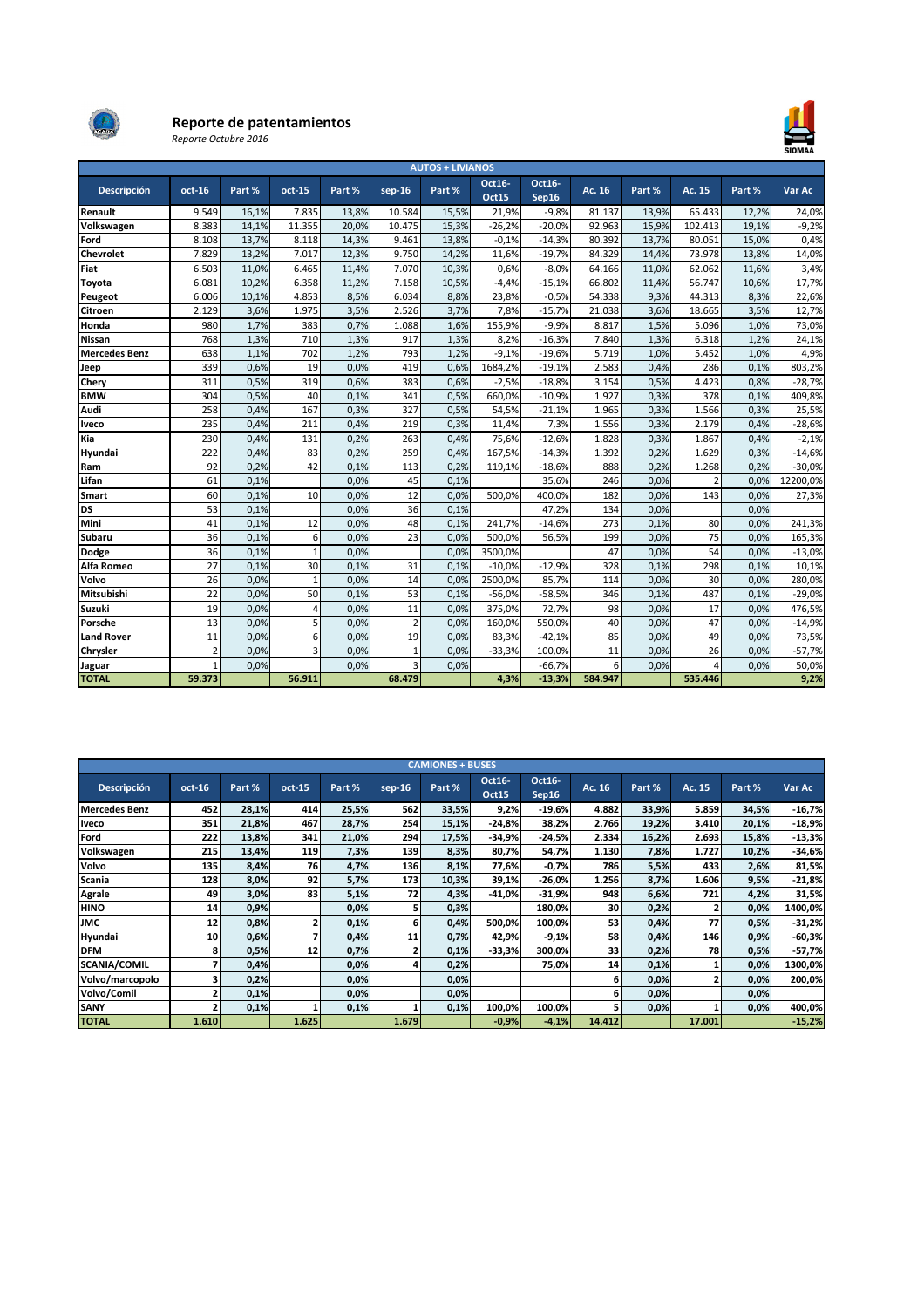# Reporte de patentamientos

*Reporte Octubre 2016*

| AUTOS + LIVIANOS | | | | | | | | | | | | | |
|---|---|---|---|---|---|---|---|---|---|---|---|---|---|
| Descripción | oct-16 | Part % | oct-15 | Part % | sep-16 | Part % | Oct16-Oct15 | Oct16-Sep16 | Ac. 16 | Part % | Ac. 15 | Part % | Var Ac |
| Renault | 9.549 | 16,1% | 7.835 | 13,8% | 10.584 | 15,5% | 21,9% | -9,8% | 81.137 | 13,9% | 65.433 | 12,2% | 24,0% |
| Volkswagen | 8.383 | 14,1% | 11.355 | 20,0% | 10.475 | 15,3% | -26,2% | -20,0% | 92.963 | 15,9% | 102.413 | 19,1% | -9,2% |
| Ford | 8.108 | 13,7% | 8.118 | 14,3% | 9.461 | 13,8% | -0,1% | -14,3% | 80.392 | 13,7% | 80.051 | 15,0% | 0,4% |
| Chevrolet | 7.829 | 13,2% | 7.017 | 12,3% | 9.750 | 14,2% | 11,6% | -19,7% | 84.329 | 14,4% | 73.978 | 13,8% | 14,0% |
| Fiat | 6.503 | 11,0% | 6.465 | 11,4% | 7.070 | 10,3% | 0,6% | -8,0% | 64.166 | 11,0% | 62.062 | 11,6% | 3,4% |
| Toyota | 6.081 | 10,2% | 6.358 | 11,2% | 7.158 | 10,5% | -4,4% | -15,1% | 66.802 | 11,4% | 56.747 | 10,6% | 17,7% |
| Peugeot | 6.006 | 10,1% | 4.853 | 8,5% | 6.034 | 8,8% | 23,8% | -0,5% | 54.338 | 9,3% | 44.313 | 8,3% | 22,6% |
| Citroen | 2.129 | 3,6% | 1.975 | 3,5% | 2.526 | 3,7% | 7,8% | -15,7% | 21.038 | 3,6% | 18.665 | 3,5% | 12,7% |
| Honda | 980 | 1,7% | 383 | 0,7% | 1.088 | 1,6% | 155,9% | -9,9% | 8.817 | 1,5% | 5.096 | 1,0% | 73,0% |
| Nissan | 768 | 1,3% | 710 | 1,3% | 917 | 1,3% | 8,2% | -16,3% | 7.840 | 1,3% | 6.318 | 1,2% | 24,1% |
| Mercedes Benz | 638 | 1,1% | 702 | 1,2% | 793 | 1,2% | -9,1% | -19,6% | 5.719 | 1,0% | 5.452 | 1,0% | 4,9% |
| Jeep | 339 | 0,6% | 19 | 0,0% | 419 | 0,6% | 1684,2% | -19,1% | 2.583 | 0,4% | 286 | 0,1% | 803,2% |
| Chery | 311 | 0,5% | 319 | 0,6% | 383 | 0,6% | -2,5% | -18,8% | 3.154 | 0,5% | 4.423 | 0,8% | -28,7% |
| BMW | 304 | 0,5% | 40 | 0,1% | 341 | 0,5% | 660,0% | -10,9% | 1.927 | 0,3% | 378 | 0,1% | 409,8% |
| Audi | 258 | 0,4% | 167 | 0,3% | 327 | 0,5% | 54,5% | -21,1% | 1.965 | 0,3% | 1.566 | 0,3% | 25,5% |
| Iveco | 235 | 0,4% | 211 | 0,4% | 219 | 0,3% | 11,4% | 7,3% | 1.556 | 0,3% | 2.179 | 0,4% | -28,6% |
| Kia | 230 | 0,4% | 131 | 0,2% | 263 | 0,4% | 75,6% | -12,6% | 1.828 | 0,3% | 1.867 | 0,4% | -2,1% |
| Hyundai | 222 | 0,4% | 83 | 0,2% | 259 | 0,4% | 167,5% | -14,3% | 1.392 | 0,2% | 1.629 | 0,3% | -14,6% |
| Ram | 92 | 0,2% | 42 | 0,1% | 113 | 0,2% | 119,1% | -18,6% | 888 | 0,2% | 1.268 | 0,2% | -30,0% |
| Lifan | 61 | 0,1% | | 0,0% | 45 | 0,1% | | 35,6% | 246 | 0,0% | 2 | 0,0% | 12200,0% |
| Smart | 60 | 0,1% | 10 | 0,0% | 12 | 0,0% | 500,0% | 400,0% | 182 | 0,0% | 143 | 0,0% | 27,3% |
| DS | 53 | 0,1% | | 0,0% | 36 | 0,1% | | 47,2% | 134 | 0,0% | | 0,0% | |
| Mini | 41 | 0,1% | 12 | 0,0% | 48 | 0,1% | 241,7% | -14,6% | 273 | 0,1% | 80 | 0,0% | 241,3% |
| Subaru | 36 | 0,1% | 6 | 0,0% | 23 | 0,0% | 500,0% | 56,5% | 199 | 0,0% | 75 | 0,0% | 165,3% |
| Dodge | 36 | 0,1% | 1 | 0,0% | | 0,0% | 3500,0% | | 47 | 0,0% | 54 | 0,0% | -13,0% |
| Alfa Romeo | 27 | 0,1% | 30 | 0,1% | 31 | 0,1% | -10,0% | -12,9% | 328 | 0,1% | 298 | 0,1% | 10,1% |
| Volvo | 26 | 0,0% | 1 | 0,0% | 14 | 0,0% | 2500,0% | 85,7% | 114 | 0,0% | 30 | 0,0% | 280,0% |
| Mitsubishi | 22 | 0,0% | 50 | 0,1% | 53 | 0,1% | -56,0% | -58,5% | 346 | 0,1% | 487 | 0,1% | -29,0% |
| Suzuki | 19 | 0,0% | 4 | 0,0% | 11 | 0,0% | 375,0% | 72,7% | 98 | 0,0% | 17 | 0,0% | 476,5% |
| Porsche | 13 | 0,0% | 5 | 0,0% | 2 | 0,0% | 160,0% | 550,0% | 40 | 0,0% | 47 | 0,0% | -14,9% |
| Land Rover | 11 | 0,0% | 6 | 0,0% | 19 | 0,0% | 83,3% | -42,1% | 85 | 0,0% | 49 | 0,0% | 73,5% |
| Chrysler | 2 | 0,0% | 3 | 0,0% | 1 | 0,0% | -33,3% | 100,0% | 11 | 0,0% | 26 | 0,0% | -57,7% |
| Jaguar | 1 | 0,0% | | 0,0% | 3 | 0,0% | | -66,7% | 6 | 0,0% | 4 | 0,0% | 50,0% |
| **TOTAL** | **59.373** | | **56.911** | | **68.479** | | **4,3%** | **-13,3%** | **584.947** | | **535.446** | | **9,2%** |

| CAMIONES + BUSES | | | | | | | | | | | | | |
|---|---|---|---|---|---|---|---|---|---|---|---|---|---|
| Descripción | oct-16 | Part % | oct-15 | Part % | sep-16 | Part % | Oct16-Oct15 | Oct16-Sep16 | Ac. 16 | Part % | Ac. 15 | Part % | Var Ac |
| Mercedes Benz | 452 | 28,1% | 414 | 25,5% | 562 | 33,5% | 9,2% | -19,6% | 4.882 | 33,9% | 5.859 | 34,5% | -16,7% |
| Iveco | 351 | 21,8% | 467 | 28,7% | 254 | 15,1% | -24,8% | 38,2% | 2.766 | 19,2% | 3.410 | 20,1% | -18,9% |
| Ford | 222 | 13,8% | 341 | 21,0% | 294 | 17,5% | -34,9% | -24,5% | 2.334 | 16,2% | 2.693 | 15,8% | -13,3% |
| Volkswagen | 215 | 13,4% | 119 | 7,3% | 139 | 8,3% | 80,7% | 54,7% | 1.130 | 7,8% | 1.727 | 10,2% | -34,6% |
| Volvo | 135 | 8,4% | 76 | 4,7% | 136 | 8,1% | 77,6% | -0,7% | 786 | 5,5% | 433 | 2,6% | 81,5% |
| Scania | 128 | 8,0% | 92 | 5,7% | 173 | 10,3% | 39,1% | -26,0% | 1.256 | 8,7% | 1.606 | 9,5% | -21,8% |
| Agrale | 49 | 3,0% | 83 | 5,1% | 72 | 4,3% | -41,0% | -31,9% | 948 | 6,6% | 721 | 4,2% | 31,5% |
| HINO | 14 | 0,9% | | 0,0% | 5 | 0,3% | | 180,0% | 30 | 0,2% | 2 | 0,0% | 1400,0% |
| JMC | 12 | 0,8% | 2 | 0,1% | 6 | 0,4% | 500,0% | 100,0% | 53 | 0,4% | 77 | 0,5% | -31,2% |
| Hyundai | 10 | 0,6% | 7 | 0,4% | 11 | 0,7% | 42,9% | -9,1% | 58 | 0,4% | 146 | 0,9% | -60,3% |
| DFM | 8 | 0,5% | 12 | 0,7% | 2 | 0,1% | -33,3% | 300,0% | 33 | 0,2% | 78 | 0,5% | -57,7% |
| SCANIA/COMIL | 7 | 0,4% | | 0,0% | 4 | 0,2% | | 75,0% | 14 | 0,1% | 1 | 0,0% | 1300,0% |
| Volvo/marcopolo | 3 | 0,2% | | 0,0% | | 0,0% | | | 6 | 0,0% | 2 | 0,0% | 200,0% |
| Volvo/Comil | 2 | 0,1% | | 0,0% | | 0,0% | | | 6 | 0,0% | | 0,0% | |
| SANY | 2 | 0,1% | 1 | 0,1% | 1 | 0,1% | 100,0% | 100,0% | 5 | 0,0% | 1 | 0,0% | 400,0% |
| **TOTAL** | **1.610** | | **1.625** | | **1.679** | | **-0,9%** | **-4,1%** | **14.412** | | **17.001** | | **-15,2%** |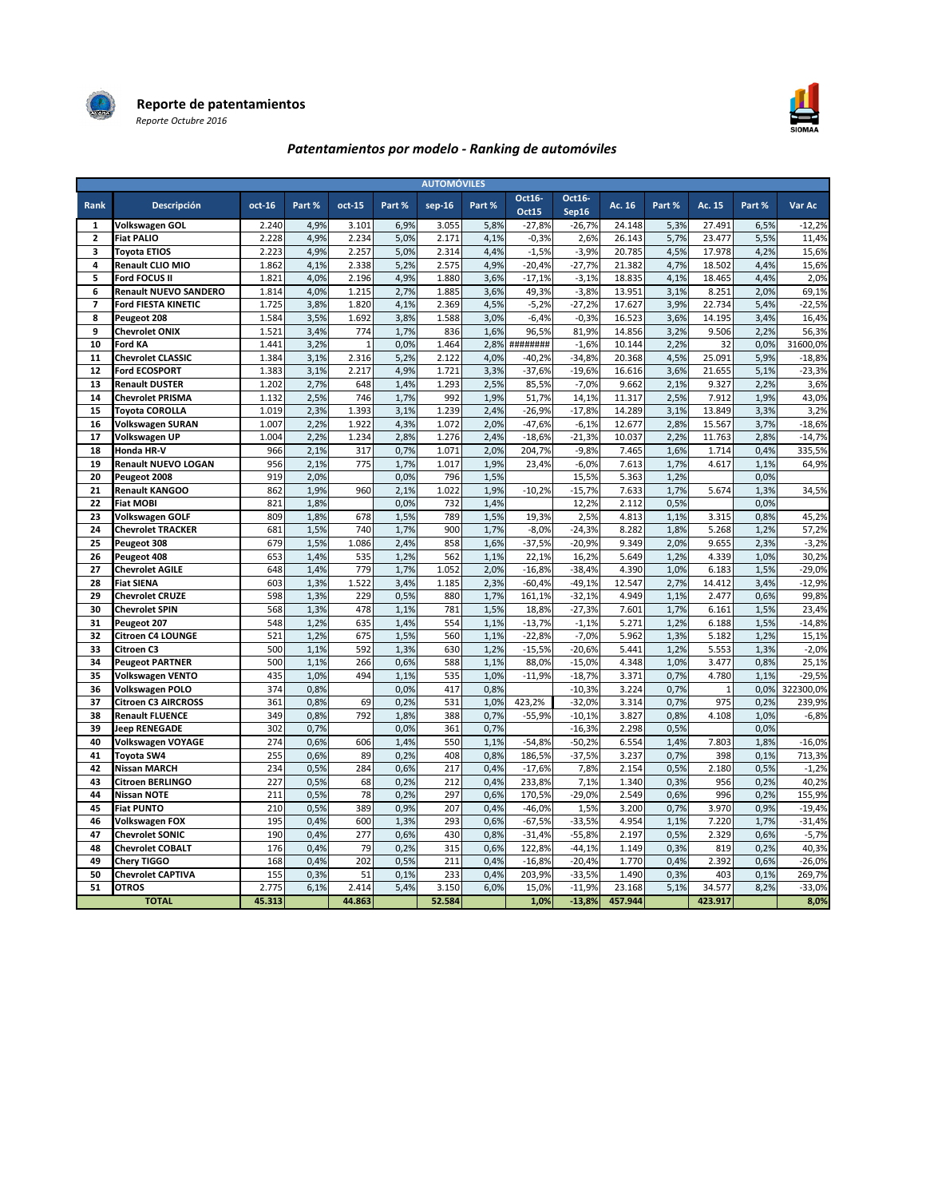# Reporte de patentamientos

*Reporte Octubre 2016*

## *Patentamientos por modelo - Ranking de automóviles*

| AUTOMÓVILES | | | | | | | | | | | | | | | |
|---|---|---|---|---|---|---|---|---|---|---|---|---|---|---|---|
| Rank | Descripción | oct-16 | Part % | oct-15 | Part % | sep-16 | Part % | Oct16-Oct15 | Oct16-Sep16 | Ac. 16 | Part % | Ac. 15 | Part % | Var Ac |
| 1 | Volkswagen GOL | 2.240 | 4,9% | 3.101 | 6,9% | 3.055 | 5,8% | -27,8% | -26,7% | 24.148 | 5,3% | 27.491 | 6,5% | -12,2% |
| 2 | Fiat PALIO | 2.228 | 4,9% | 2.234 | 5,0% | 2.171 | 4,1% | -0,3% | 2,6% | 26.143 | 5,7% | 23.477 | 5,5% | 11,4% |
| 3 | Toyota ETIOS | 2.223 | 4,9% | 2.257 | 5,0% | 2.314 | 4,4% | -1,5% | -3,9% | 20.785 | 4,5% | 17.978 | 4,2% | 15,6% |
| 4 | Renault CLIO MIO | 1.862 | 4,1% | 2.338 | 5,2% | 2.575 | 4,9% | -20,4% | -27,7% | 21.382 | 4,7% | 18.502 | 4,4% | 15,6% |
| 5 | Ford FOCUS II | 1.821 | 4,0% | 2.196 | 4,9% | 1.880 | 3,6% | -17,1% | -3,1% | 18.835 | 4,1% | 18.465 | 4,4% | 2,0% |
| 6 | Renault NUEVO SANDERO | 1.814 | 4,0% | 1.215 | 2,7% | 1.885 | 3,6% | 49,3% | -3,8% | 13.951 | 3,1% | 8.251 | 2,0% | 69,1% |
| 7 | Ford FIESTA KINETIC | 1.725 | 3,8% | 1.820 | 4,1% | 2.369 | 4,5% | -5,2% | -27,2% | 17.627 | 3,9% | 22.734 | 5,4% | -22,5% |
| 8 | Peugeot 208 | 1.584 | 3,5% | 1.692 | 3,8% | 1.588 | 3,0% | -6,4% | -0,3% | 16.523 | 3,6% | 14.195 | 3,4% | 16,4% |
| 9 | Chevrolet ONIX | 1.521 | 3,4% | 774 | 1,7% | 836 | 1,6% | 96,5% | 81,9% | 14.856 | 3,2% | 9.506 | 2,2% | 56,3% |
| 10 | Ford KA | 1.441 | 3,2% | 1 | 0,0% | 1.464 | 2,8% | ######## | -1,6% | 10.144 | 2,2% | 32 | 0,0% | 31600,0% |
| 11 | Chevrolet CLASSIC | 1.384 | 3,1% | 2.316 | 5,2% | 2.122 | 4,0% | -40,2% | -34,8% | 20.368 | 4,5% | 25.091 | 5,9% | -18,8% |
| 12 | Ford ECOSPORT | 1.383 | 3,1% | 2.217 | 4,9% | 1.721 | 3,3% | -37,6% | -19,6% | 16.616 | 3,6% | 21.655 | 5,1% | -23,3% |
| 13 | Renault DUSTER | 1.202 | 2,7% | 648 | 1,4% | 1.293 | 2,5% | 85,5% | -7,0% | 9.662 | 2,1% | 9.327 | 2,2% | 3,6% |
| 14 | Chevrolet PRISMA | 1.132 | 2,5% | 746 | 1,7% | 992 | 1,9% | 51,7% | 14,1% | 11.317 | 2,5% | 7.912 | 1,9% | 43,0% |
| 15 | Toyota COROLLA | 1.019 | 2,3% | 1.393 | 3,1% | 1.239 | 2,4% | -26,9% | -17,8% | 14.289 | 3,1% | 13.849 | 3,3% | 3,2% |
| 16 | Volkswagen SURAN | 1.007 | 2,2% | 1.922 | 4,3% | 1.072 | 2,0% | -47,6% | -6,1% | 12.677 | 2,8% | 15.567 | 3,7% | -18,6% |
| 17 | Volkswagen UP | 1.004 | 2,2% | 1.234 | 2,8% | 1.276 | 2,4% | -18,6% | -21,3% | 10.037 | 2,2% | 11.763 | 2,8% | -14,7% |
| 18 | Honda HR-V | 966 | 2,1% | 317 | 0,7% | 1.071 | 2,0% | 204,7% | -9,8% | 7.465 | 1,6% | 1.714 | 0,4% | 335,5% |
| 19 | Renault NUEVO LOGAN | 956 | 2,1% | 775 | 1,7% | 1.017 | 1,9% | 23,4% | -6,0% | 7.613 | 1,7% | 4.617 | 1,1% | 64,9% |
| 20 | Peugeot 2008 | 919 | 2,0% | | 0,0% | 796 | 1,5% | | 15,5% | 5.363 | 1,2% | | 0,0% | |
| 21 | Renault KANGOO | 862 | 1,9% | 960 | 2,1% | 1.022 | 1,9% | -10,2% | -15,7% | 7.633 | 1,7% | 5.674 | 1,3% | 34,5% |
| 22 | Fiat MOBI | 821 | 1,8% | | 0,0% | 732 | 1,4% | | 12,2% | 2.112 | 0,5% | | 0,0% | |
| 23 | Volkswagen GOLF | 809 | 1,8% | 678 | 1,5% | 789 | 1,5% | 19,3% | 2,5% | 4.813 | 1,1% | 3.315 | 0,8% | 45,2% |
| 24 | Chevrolet TRACKER | 681 | 1,5% | 740 | 1,7% | 900 | 1,7% | -8,0% | -24,3% | 8.282 | 1,8% | 5.268 | 1,2% | 57,2% |
| 25 | Peugeot 308 | 679 | 1,5% | 1.086 | 2,4% | 858 | 1,6% | -37,5% | -20,9% | 9.349 | 2,0% | 9.655 | 2,3% | -3,2% |
| 26 | Peugeot 408 | 653 | 1,4% | 535 | 1,2% | 562 | 1,1% | 22,1% | 16,2% | 5.649 | 1,2% | 4.339 | 1,0% | 30,2% |
| 27 | Chevrolet AGILE | 648 | 1,4% | 779 | 1,7% | 1.052 | 2,0% | -16,8% | -38,4% | 4.390 | 1,0% | 6.183 | 1,5% | -29,0% |
| 28 | Fiat SIENA | 603 | 1,3% | 1.522 | 3,4% | 1.185 | 2,3% | -60,4% | -49,1% | 12.547 | 2,7% | 14.412 | 3,4% | -12,9% |
| 29 | Chevrolet CRUZE | 598 | 1,3% | 229 | 0,5% | 880 | 1,7% | 161,1% | -32,1% | 4.949 | 1,1% | 2.477 | 0,6% | 99,8% |
| 30 | Chevrolet SPIN | 568 | 1,3% | 478 | 1,1% | 781 | 1,5% | 18,8% | -27,3% | 7.601 | 1,7% | 6.161 | 1,5% | 23,4% |
| 31 | Peugeot 207 | 548 | 1,2% | 635 | 1,4% | 554 | 1,1% | -13,7% | -1,1% | 5.271 | 1,2% | 6.188 | 1,5% | -14,8% |
| 32 | Citroen C4 LOUNGE | 521 | 1,2% | 675 | 1,5% | 560 | 1,1% | -22,8% | -7,0% | 5.962 | 1,3% | 5.182 | 1,2% | 15,1% |
| 33 | Citroen C3 | 500 | 1,1% | 592 | 1,3% | 630 | 1,2% | -15,5% | -20,6% | 5.441 | 1,2% | 5.553 | 1,3% | -2,0% |
| 34 | Peugeot PARTNER | 500 | 1,1% | 266 | 0,6% | 588 | 1,1% | 88,0% | -15,0% | 4.348 | 1,0% | 3.477 | 0,8% | 25,1% |
| 35 | Volkswagen VENTO | 435 | 1,0% | 494 | 1,1% | 535 | 1,0% | -11,9% | -18,7% | 3.371 | 0,7% | 4.780 | 1,1% | -29,5% |
| 36 | Volkswagen POLO | 374 | 0,8% | | 0,0% | 417 | 0,8% | | -10,3% | 3.224 | 0,7% | 1 | 0,0% | 322300,0% |
| 37 | Citroen C3 AIRCROSS | 361 | 0,8% | 69 | 0,2% | 531 | 1,0% | 423,2% | -32,0% | 3.314 | 0,7% | 975 | 0,2% | 239,9% |
| 38 | Renault FLUENCE | 349 | 0,8% | 792 | 1,8% | 388 | 0,7% | -55,9% | -10,1% | 3.827 | 0,8% | 4.108 | 1,0% | -6,8% |
| 39 | Jeep RENEGADE | 302 | 0,7% | | 0,0% | 361 | 0,7% | | -16,3% | 2.298 | 0,5% | | 0,0% | |
| 40 | Volkswagen VOYAGE | 274 | 0,6% | 606 | 1,4% | 550 | 1,1% | -54,8% | -50,2% | 6.554 | 1,4% | 7.803 | 1,8% | -16,0% |
| 41 | Toyota SW4 | 255 | 0,6% | 89 | 0,2% | 408 | 0,8% | 186,5% | -37,5% | 3.237 | 0,7% | 398 | 0,1% | 713,3% |
| 42 | Nissan MARCH | 234 | 0,5% | 284 | 0,6% | 217 | 0,4% | -17,6% | 7,8% | 2.154 | 0,5% | 2.180 | 0,5% | -1,2% |
| 43 | Citroen BERLINGO | 227 | 0,5% | 68 | 0,2% | 212 | 0,4% | 233,8% | 7,1% | 1.340 | 0,3% | 956 | 0,2% | 40,2% |
| 44 | Nissan NOTE | 211 | 0,5% | 78 | 0,2% | 297 | 0,6% | 170,5% | -29,0% | 2.549 | 0,6% | 996 | 0,2% | 155,9% |
| 45 | Fiat PUNTO | 210 | 0,5% | 389 | 0,9% | 207 | 0,4% | -46,0% | 1,5% | 3.200 | 0,7% | 3.970 | 0,9% | -19,4% |
| 46 | Volkswagen FOX | 195 | 0,4% | 600 | 1,3% | 293 | 0,6% | -67,5% | -33,5% | 4.954 | 1,1% | 7.220 | 1,7% | -31,4% |
| 47 | Chevrolet SONIC | 190 | 0,4% | 277 | 0,6% | 430 | 0,8% | -31,4% | -55,8% | 2.197 | 0,5% | 2.329 | 0,6% | -5,7% |
| 48 | Chevrolet COBALT | 176 | 0,4% | 79 | 0,2% | 315 | 0,6% | 122,8% | -44,1% | 1.149 | 0,3% | 819 | 0,2% | 40,3% |
| 49 | Chery TIGGO | 168 | 0,4% | 202 | 0,5% | 211 | 0,4% | -16,8% | -20,4% | 1.770 | 0,4% | 2.392 | 0,6% | -26,0% |
| 50 | Chevrolet CAPTIVA | 155 | 0,3% | 51 | 0,1% | 233 | 0,4% | 203,9% | -33,5% | 1.490 | 0,3% | 403 | 0,1% | 269,7% |
| 51 | OTROS | 2.775 | 6,1% | 2.414 | 5,4% | 3.150 | 6,0% | 15,0% | -11,9% | 23.168 | 5,1% | 34.577 | 8,2% | -33,0% |
| TOTAL | | 45.313 | | 44.863 | | 52.584 | | 1,0% | -13,8% | 457.944 | | 423.917 | | 8,0% |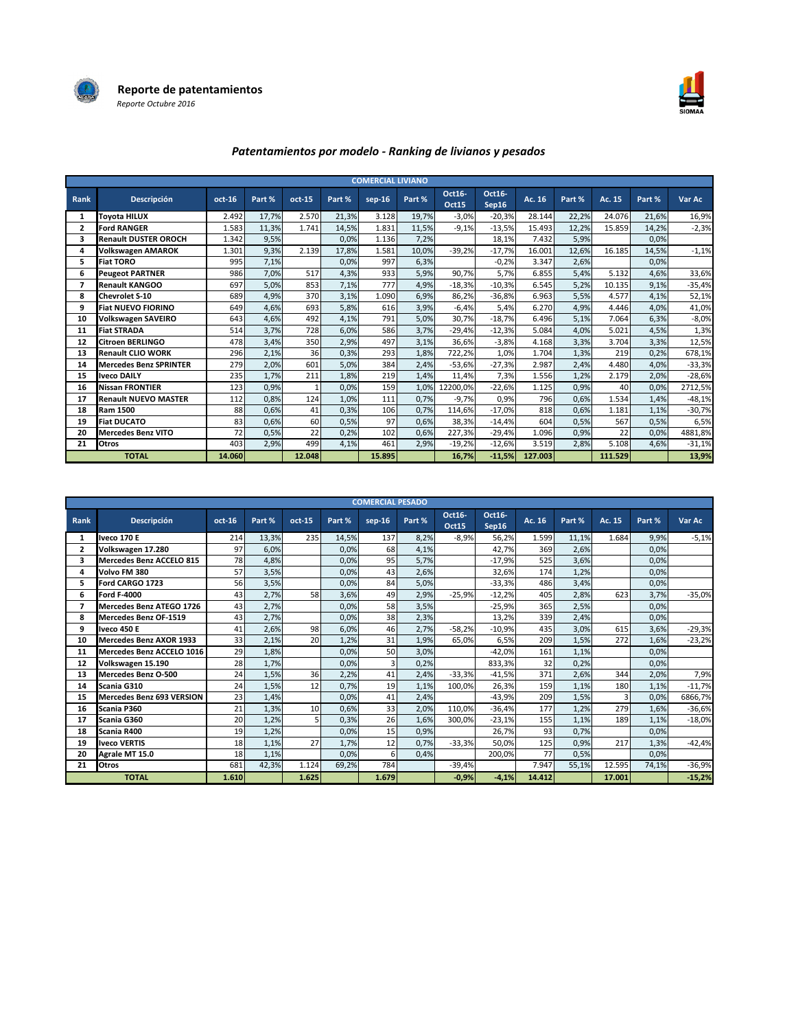# Reporte de patentamientos

*Reporte Octubre 2016*

## *Patentamientos por modelo - Ranking de livianos y pesados*

| COMERCIAL LIVIANO | | | | | | | | | | | | | | |
|---|---|---|---|---|---|---|---|---|---|---|---|---|---|---|
| Rank | Descripción | oct-16 | Part % | oct-15 | Part % | sep-16 | Part % | Oct16-Oct15 | Oct16-Sep16 | Ac. 16 | Part % | Ac. 15 | Part % | Var Ac |
| 1 | Toyota HILUX | 2.492 | 17,7% | 2.570 | 21,3% | 3.128 | 19,7% | -3,0% | -20,3% | 28.144 | 22,2% | 24.076 | 21,6% | 16,9% |
| 2 | Ford RANGER | 1.583 | 11,3% | 1.741 | 14,5% | 1.831 | 11,5% | -9,1% | -13,5% | 15.493 | 12,2% | 15.859 | 14,2% | -2,3% |
| 3 | Renault DUSTER OROCH | 1.342 | 9,5% | | 0,0% | 1.136 | 7,2% | | 18,1% | 7.432 | 5,9% | | 0,0% | |
| 4 | Volkswagen AMAROK | 1.301 | 9,3% | 2.139 | 17,8% | 1.581 | 10,0% | -39,2% | -17,7% | 16.001 | 12,6% | 16.185 | 14,5% | -1,1% |
| 5 | Fiat TORO | 995 | 7,1% | | 0,0% | 997 | 6,3% | | -0,2% | 3.347 | 2,6% | | 0,0% | |
| 6 | Peugeot PARTNER | 986 | 7,0% | 517 | 4,3% | 933 | 5,9% | 90,7% | 5,7% | 6.855 | 5,4% | 5.132 | 4,6% | 33,6% |
| 7 | Renault KANGOO | 697 | 5,0% | 853 | 7,1% | 777 | 4,9% | -18,3% | -10,3% | 6.545 | 5,2% | 10.135 | 9,1% | -35,4% |
| 8 | Chevrolet S-10 | 689 | 4,9% | 370 | 3,1% | 1.090 | 6,9% | 86,2% | -36,8% | 6.963 | 5,5% | 4.577 | 4,1% | 52,1% |
| 9 | Fiat NUEVO FIORINO | 649 | 4,6% | 693 | 5,8% | 616 | 3,9% | -6,4% | 5,4% | 6.270 | 4,9% | 4.446 | 4,0% | 41,0% |
| 10 | Volkswagen SAVEIRO | 643 | 4,6% | 492 | 4,1% | 791 | 5,0% | 30,7% | -18,7% | 6.496 | 5,1% | 7.064 | 6,3% | -8,0% |
| 11 | Fiat STRADA | 514 | 3,7% | 728 | 6,0% | 586 | 3,7% | -29,4% | -12,3% | 5.084 | 4,0% | 5.021 | 4,5% | 1,3% |
| 12 | Citroen BERLINGO | 478 | 3,4% | 350 | 2,9% | 497 | 3,1% | 36,6% | -3,8% | 4.168 | 3,3% | 3.704 | 3,3% | 12,5% |
| 13 | Renault CLIO WORK | 296 | 2,1% | 36 | 0,3% | 293 | 1,8% | 722,2% | 1,0% | 1.704 | 1,3% | 219 | 0,2% | 678,1% |
| 14 | Mercedes Benz SPRINTER | 279 | 2,0% | 601 | 5,0% | 384 | 2,4% | -53,6% | -27,3% | 2.987 | 2,4% | 4.480 | 4,0% | -33,3% |
| 15 | Iveco DAILY | 235 | 1,7% | 211 | 1,8% | 219 | 1,4% | 11,4% | 7,3% | 1.556 | 1,2% | 2.179 | 2,0% | -28,6% |
| 16 | Nissan FRONTIER | 123 | 0,9% | 1 | 0,0% | 159 | 1,0% | 12200,0% | -22,6% | 1.125 | 0,9% | 40 | 0,0% | 2712,5% |
| 17 | Renault NUEVO MASTER | 112 | 0,8% | 124 | 1,0% | 111 | 0,7% | -9,7% | 0,9% | 796 | 0,6% | 1.534 | 1,4% | -48,1% |
| 18 | Ram 1500 | 88 | 0,6% | 41 | 0,3% | 106 | 0,7% | 114,6% | -17,0% | 818 | 0,6% | 1.181 | 1,1% | -30,7% |
| 19 | Fiat DUCATO | 83 | 0,6% | 60 | 0,5% | 97 | 0,6% | 38,3% | -14,4% | 604 | 0,5% | 567 | 0,5% | 6,5% |
| 20 | Mercedes Benz VITO | 72 | 0,5% | 22 | 0,2% | 102 | 0,6% | 227,3% | -29,4% | 1.096 | 0,9% | 22 | 0,0% | 4881,8% |
| 21 | Otros | 403 | 2,9% | 499 | 4,1% | 461 | 2,9% | -19,2% | -12,6% | 3.519 | 2,8% | 5.108 | 4,6% | -31,1% |
| | **TOTAL** | **14.060** | | **12.048** | | **15.895** | | **16,7%** | **-11,5%** | **127.003** | | **111.529** | | **13,9%** |

| COMERCIAL PESADO | | | | | | | | | | | | | | |
|---|---|---|---|---|---|---|---|---|---|---|---|---|---|---|
| Rank | Descripción | oct-16 | Part % | oct-15 | Part % | sep-16 | Part % | Oct16-Oct15 | Oct16-Sep16 | Ac. 16 | Part % | Ac. 15 | Part % | Var Ac |
| 1 | Iveco 170 E | 214 | 13,3% | 235 | 14,5% | 137 | 8,2% | -8,9% | 56,2% | 1.599 | 11,1% | 1.684 | 9,9% | -5,1% |
| 2 | Volkswagen 17.280 | 97 | 6,0% | | 0,0% | 68 | 4,1% | | 42,7% | 369 | 2,6% | | 0,0% | |
| 3 | Mercedes Benz ACCELO 815 | 78 | 4,8% | | 0,0% | 95 | 5,7% | | -17,9% | 525 | 3,6% | | 0,0% | |
| 4 | Volvo FM 380 | 57 | 3,5% | | 0,0% | 43 | 2,6% | | 32,6% | 174 | 1,2% | | 0,0% | |
| 5 | Ford CARGO 1723 | 56 | 3,5% | | 0,0% | 84 | 5,0% | | -33,3% | 486 | 3,4% | | 0,0% | |
| 6 | Ford F-4000 | 43 | 2,7% | 58 | 3,6% | 49 | 2,9% | -25,9% | -12,2% | 405 | 2,8% | 623 | 3,7% | -35,0% |
| 7 | Mercedes Benz ATEGO 1726 | 43 | 2,7% | | 0,0% | 58 | 3,5% | | -25,9% | 365 | 2,5% | | 0,0% | |
| 8 | Mercedes Benz OF-1519 | 43 | 2,7% | | 0,0% | 38 | 2,3% | | 13,2% | 339 | 2,4% | | 0,0% | |
| 9 | Iveco 450 E | 41 | 2,6% | 98 | 6,0% | 46 | 2,7% | -58,2% | -10,9% | 435 | 3,0% | 615 | 3,6% | -29,3% |
| 10 | Mercedes Benz AXOR 1933 | 33 | 2,1% | 20 | 1,2% | 31 | 1,9% | 65,0% | 6,5% | 209 | 1,5% | 272 | 1,6% | -23,2% |
| 11 | Mercedes Benz ACCELO 1016 | 29 | 1,8% | | 0,0% | 50 | 3,0% | | -42,0% | 161 | 1,1% | | 0,0% | |
| 12 | Volkswagen 15.190 | 28 | 1,7% | | 0,0% | 3 | 0,2% | | 833,3% | 32 | 0,2% | | 0,0% | |
| 13 | Mercedes Benz O-500 | 24 | 1,5% | 36 | 2,2% | 41 | 2,4% | -33,3% | -41,5% | 371 | 2,6% | 344 | 2,0% | 7,9% |
| 14 | Scania G310 | 24 | 1,5% | 12 | 0,7% | 19 | 1,1% | 100,0% | 26,3% | 159 | 1,1% | 180 | 1,1% | -11,7% |
| 15 | Mercedes Benz 693 VERSION | 23 | 1,4% | | 0,0% | 41 | 2,4% | | -43,9% | 209 | 1,5% | 3 | 0,0% | 6866,7% |
| 16 | Scania P360 | 21 | 1,3% | 10 | 0,6% | 33 | 2,0% | 110,0% | -36,4% | 177 | 1,2% | 279 | 1,6% | -36,6% |
| 17 | Scania G360 | 20 | 1,2% | 5 | 0,3% | 26 | 1,6% | 300,0% | -23,1% | 155 | 1,1% | 189 | 1,1% | -18,0% |
| 18 | Scania R400 | 19 | 1,2% | | 0,0% | 15 | 0,9% | | 26,7% | 93 | 0,7% | | 0,0% | |
| 19 | Iveco VERTIS | 18 | 1,1% | 27 | 1,7% | 12 | 0,7% | -33,3% | 50,0% | 125 | 0,9% | 217 | 1,3% | -42,4% |
| 20 | Agrale MT 15.0 | 18 | 1,1% | | 0,0% | 6 | 0,4% | | 200,0% | 77 | 0,5% | | 0,0% | |
| 21 | Otros | 681 | 42,3% | 1.124 | 69,2% | 784 | | -39,4% | | 7.947 | 55,1% | 12.595 | 74,1% | -36,9% |
| | **TOTAL** | **1.610** | | **1.625** | | **1.679** | | **-0,9%** | **-4,1%** | **14.412** | | **17.001** | | **-15,2%** |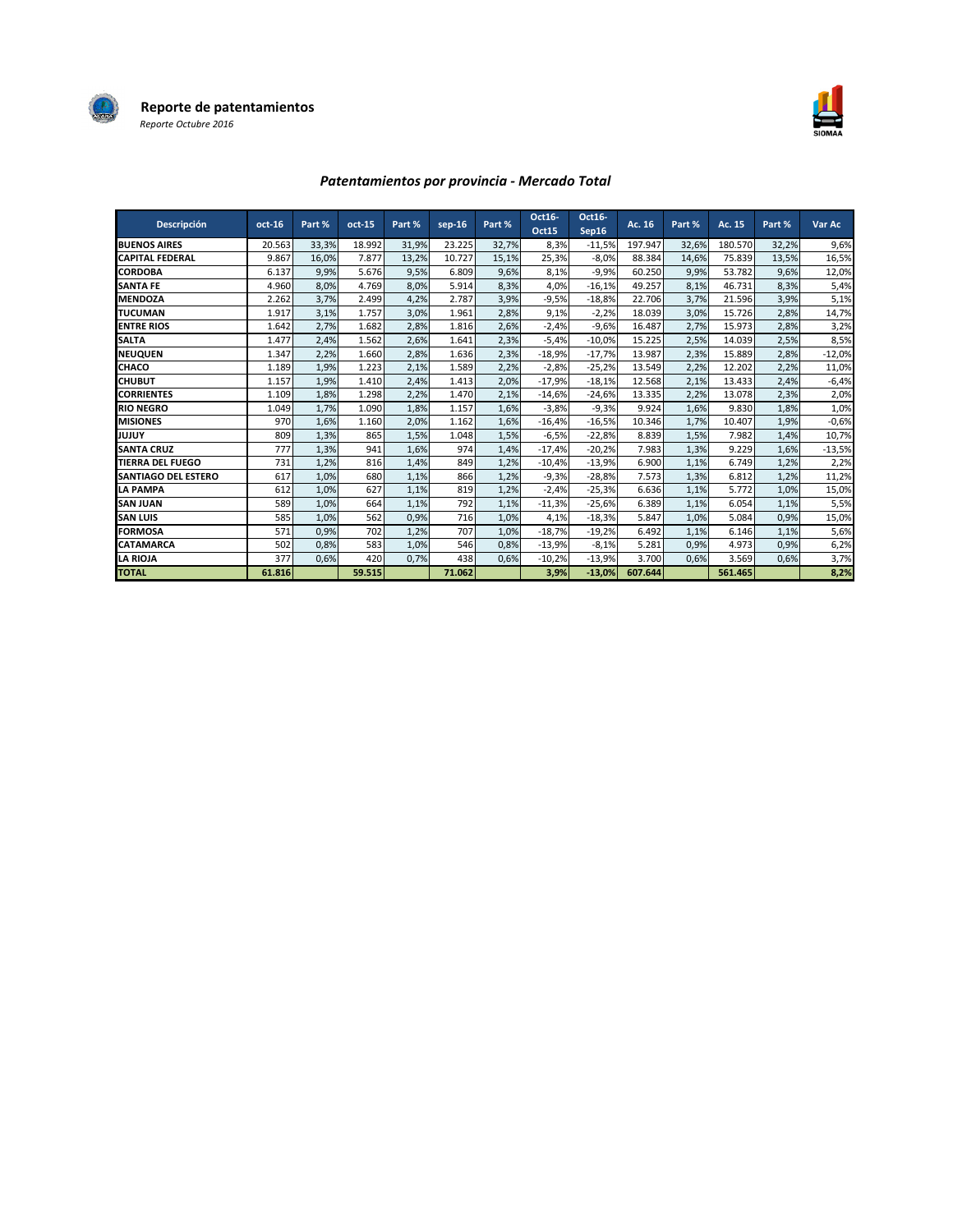**Reporte de patentamientos**

*Reporte Octubre 2016*

SIOMAA

## *Patentamientos por provincia - Mercado Total*

| Descripción | oct-16 | Part % | oct-15 | Part % | sep-16 | Part % | Oct16-Oct15 | Oct16-Sep16 | Ac. 16 | Part % | Ac. 15 | Part % | Var Ac |
|---|---|---|---|---|---|---|---|---|---|---|---|---|---|
| BUENOS AIRES | 20.563 | 33,3% | 18.992 | 31,9% | 23.225 | 32,7% | 8,3% | -11,5% | 197.947 | 32,6% | 180.570 | 32,2% | 9,6% |
| CAPITAL FEDERAL | 9.867 | 16,0% | 7.877 | 13,2% | 10.727 | 15,1% | 25,3% | -8,0% | 88.384 | 14,6% | 75.839 | 13,5% | 16,5% |
| CORDOBA | 6.137 | 9,9% | 5.676 | 9,5% | 6.809 | 9,6% | 8,1% | -9,9% | 60.250 | 9,9% | 53.782 | 9,6% | 12,0% |
| SANTA FE | 4.960 | 8,0% | 4.769 | 8,0% | 5.914 | 8,3% | 4,0% | -16,1% | 49.257 | 8,1% | 46.731 | 8,3% | 5,4% |
| MENDOZA | 2.262 | 3,7% | 2.499 | 4,2% | 2.787 | 3,9% | -9,5% | -18,8% | 22.706 | 3,7% | 21.596 | 3,9% | 5,1% |
| TUCUMAN | 1.917 | 3,1% | 1.757 | 3,0% | 1.961 | 2,8% | 9,1% | -2,2% | 18.039 | 3,0% | 15.726 | 2,8% | 14,7% |
| ENTRE RIOS | 1.642 | 2,7% | 1.682 | 2,8% | 1.816 | 2,6% | -2,4% | -9,6% | 16.487 | 2,7% | 15.973 | 2,8% | 3,2% |
| SALTA | 1.477 | 2,4% | 1.562 | 2,6% | 1.641 | 2,3% | -5,4% | -10,0% | 15.225 | 2,5% | 14.039 | 2,5% | 8,5% |
| NEUQUEN | 1.347 | 2,2% | 1.660 | 2,8% | 1.636 | 2,3% | -18,9% | -17,7% | 13.987 | 2,3% | 15.889 | 2,8% | -12,0% |
| CHACO | 1.189 | 1,9% | 1.223 | 2,1% | 1.589 | 2,2% | -2,8% | -25,2% | 13.549 | 2,2% | 12.202 | 2,2% | 11,0% |
| CHUBUT | 1.157 | 1,9% | 1.410 | 2,4% | 1.413 | 2,0% | -17,9% | -18,1% | 12.568 | 2,1% | 13.433 | 2,4% | -6,4% |
| CORRIENTES | 1.109 | 1,8% | 1.298 | 2,2% | 1.470 | 2,1% | -14,6% | -24,6% | 13.335 | 2,2% | 13.078 | 2,3% | 2,0% |
| RIO NEGRO | 1.049 | 1,7% | 1.090 | 1,8% | 1.157 | 1,6% | -3,8% | -9,3% | 9.924 | 1,6% | 9.830 | 1,8% | 1,0% |
| MISIONES | 970 | 1,6% | 1.160 | 2,0% | 1.162 | 1,6% | -16,4% | -16,5% | 10.346 | 1,7% | 10.407 | 1,9% | -0,6% |
| JUJUY | 809 | 1,3% | 865 | 1,5% | 1.048 | 1,5% | -6,5% | -22,8% | 8.839 | 1,5% | 7.982 | 1,4% | 10,7% |
| SANTA CRUZ | 777 | 1,3% | 941 | 1,6% | 974 | 1,4% | -17,4% | -20,2% | 7.983 | 1,3% | 9.229 | 1,6% | -13,5% |
| TIERRA DEL FUEGO | 731 | 1,2% | 816 | 1,4% | 849 | 1,2% | -10,4% | -13,9% | 6.900 | 1,1% | 6.749 | 1,2% | 2,2% |
| SANTIAGO DEL ESTERO | 617 | 1,0% | 680 | 1,1% | 866 | 1,2% | -9,3% | -28,8% | 7.573 | 1,3% | 6.812 | 1,2% | 11,2% |
| LA PAMPA | 612 | 1,0% | 627 | 1,1% | 819 | 1,2% | -2,4% | -25,3% | 6.636 | 1,1% | 5.772 | 1,0% | 15,0% |
| SAN JUAN | 589 | 1,0% | 664 | 1,1% | 792 | 1,1% | -11,3% | -25,6% | 6.389 | 1,1% | 6.054 | 1,1% | 5,5% |
| SAN LUIS | 585 | 1,0% | 562 | 0,9% | 716 | 1,0% | 4,1% | -18,3% | 5.847 | 1,0% | 5.084 | 0,9% | 15,0% |
| FORMOSA | 571 | 0,9% | 702 | 1,2% | 707 | 1,0% | -18,7% | -19,2% | 6.492 | 1,1% | 6.146 | 1,1% | 5,6% |
| CATAMARCA | 502 | 0,8% | 583 | 1,0% | 546 | 0,8% | -13,9% | -8,1% | 5.281 | 0,9% | 4.973 | 0,9% | 6,2% |
| LA RIOJA | 377 | 0,6% | 420 | 0,7% | 438 | 0,6% | -10,2% | -13,9% | 3.700 | 0,6% | 3.569 | 0,6% | 3,7% |
| TOTAL | 61.816 | | 59.515 | | 71.062 | | 3,9% | -13,0% | 607.644 | | 561.465 | | 8,2% |